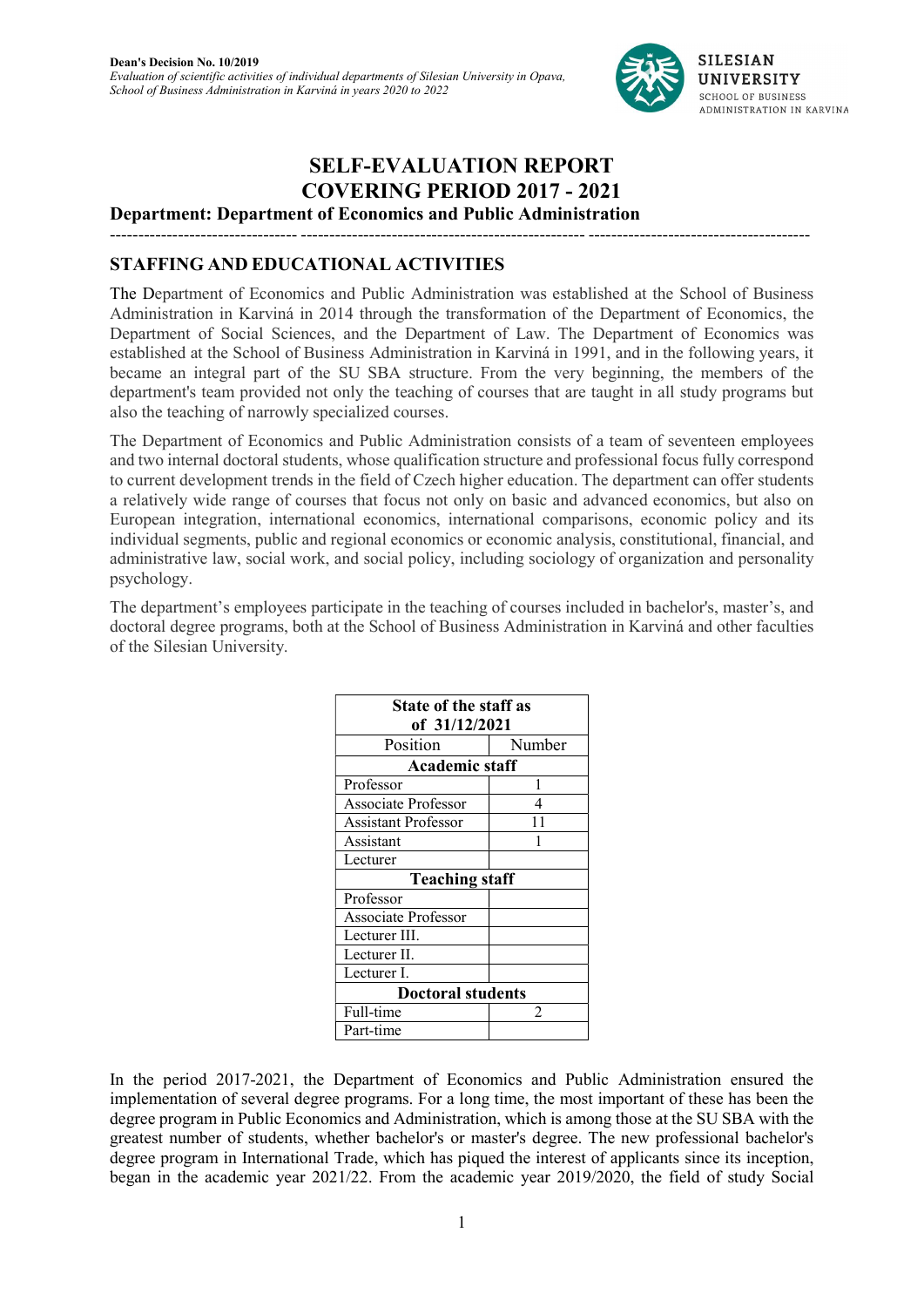# SELF-EVALUATION REPORT
# COVERING PERIOD 2017 - 2021

**Department: Department of Economics and Public Administration**

## STAFFING AND EDUCATIONAL ACTIVITIES

The Department of Economics and Public Administration was established at the School of Business Administration in Karviná in 2014 through the transformation of the Department of Economics, the Department of Social Sciences, and the Department of Law. The Department of Economics was established at the School of Business Administration in Karviná in 1991, and in the following years, it became an integral part of the SU SBA structure. From the very beginning, the members of the department's team provided not only the teaching of courses that are taught in all study programs but also the teaching of narrowly specialized courses.

The Department of Economics and Public Administration consists of a team of seventeen employees and two internal doctoral students, whose qualification structure and professional focus fully correspond to current development trends in the field of Czech higher education. The department can offer students a relatively wide range of courses that focus not only on basic and advanced economics, but also on European integration, international economics, international comparisons, economic policy and its individual segments, public and regional economics or economic analysis, constitutional, financial, and administrative law, social work, and social policy, including sociology of organization and personality psychology.

The department's employees participate in the teaching of courses included in bachelor's, master's, and doctoral degree programs, both at the School of Business Administration in Karviná and other faculties of the Silesian University.

| State of the staff as of 31/12/2021 | |
|---|---|
| Position | Number |
| **Academic staff** | |
| Professor | 1 |
| Associate Professor | 4 |
| Assistant Professor | 11 |
| Assistant | 1 |
| Lecturer | |
| **Teaching staff** | |
| Professor | |
| Associate Professor | |
| Lecturer III. | |
| Lecturer II. | |
| Lecturer I. | |
| **Doctoral students** | |
| Full-time | 2 |
| Part-time | |

In the period 2017-2021, the Department of Economics and Public Administration ensured the implementation of several degree programs. For a long time, the most important of these has been the degree program in Public Economics and Administration, which is among those at the SU SBA with the greatest number of students, whether bachelor's or master's degree. The new professional bachelor's degree program in International Trade, which has piqued the interest of applicants since its inception, began in the academic year 2021/22. From the academic year 2019/2020, the field of study Social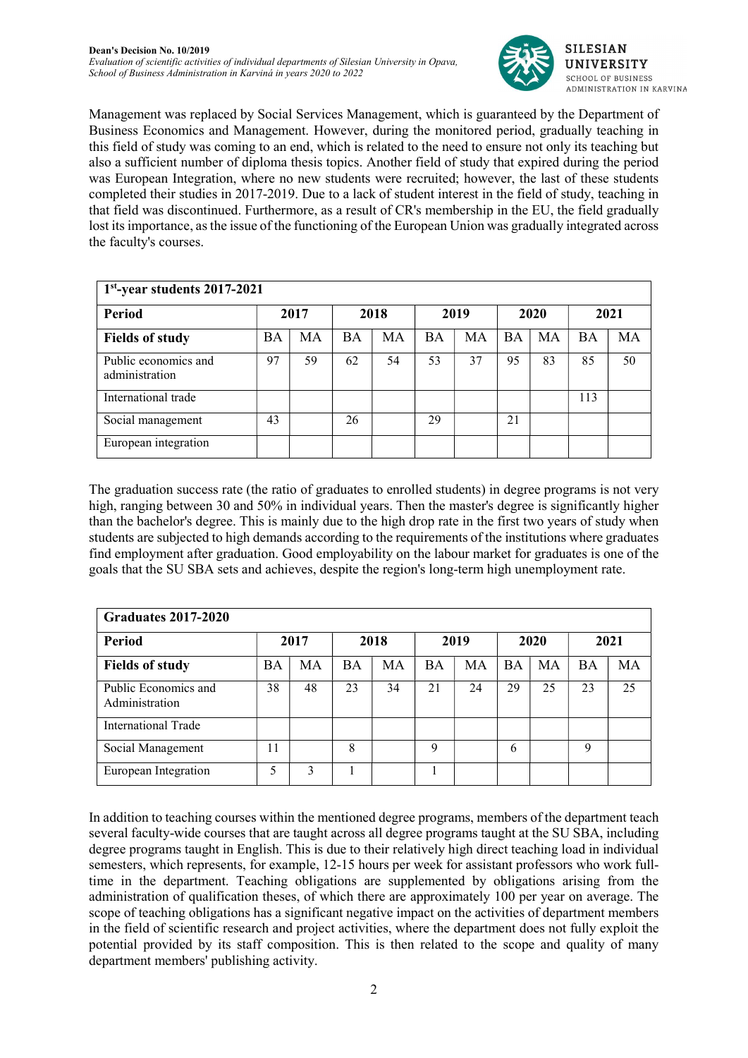Management was replaced by Social Services Management, which is guaranteed by the Department of Business Economics and Management. However, during the monitored period, gradually teaching in this field of study was coming to an end, which is related to the need to ensure not only its teaching but also a sufficient number of diploma thesis topics. Another field of study that expired during the period was European Integration, where no new students were recruited; however, the last of these students completed their studies in 2017-2019. Due to a lack of student interest in the field of study, teaching in that field was discontinued. Furthermore, as a result of CR's membership in the EU, the field gradually lost its importance, as the issue of the functioning of the European Union was gradually integrated across the faculty's courses.

| **1st-year students 2017-2021** | | | | | | | | | | |
|---|---|---|---|---|---|---|---|---|---|---|
| **Period** | **2017** | | **2018** | | **2019** | | **2020** | | **2021** | |
| **Fields of study** | BA | MA | BA | MA | BA | MA | BA | MA | BA | MA |
| Public economics and administration | 97 | 59 | 62 | 54 | 53 | 37 | 95 | 83 | 85 | 50 |
| International trade | | | | | | | | | 113 | |
| Social management | 43 | | 26 | | 29 | | 21 | | | |
| European integration | | | | | | | | | | |

The graduation success rate (the ratio of graduates to enrolled students) in degree programs is not very high, ranging between 30 and 50% in individual years. Then the master's degree is significantly higher than the bachelor's degree. This is mainly due to the high drop rate in the first two years of study when students are subjected to high demands according to the requirements of the institutions where graduates find employment after graduation. Good employability on the labour market for graduates is one of the goals that the SU SBA sets and achieves, despite the region's long-term high unemployment rate.

| **Graduates 2017-2020** | | | | | | | | | | |
|---|---|---|---|---|---|---|---|---|---|---|
| **Period** | **2017** | | **2018** | | **2019** | | **2020** | | **2021** | |
| **Fields of study** | BA | MA | BA | MA | BA | MA | BA | MA | BA | MA |
| Public Economics and Administration | 38 | 48 | 23 | 34 | 21 | 24 | 29 | 25 | 23 | 25 |
| International Trade | | | | | | | | | | |
| Social Management | 11 | | 8 | | 9 | | 6 | | 9 | |
| European Integration | 5 | 3 | 1 | | 1 | | | | | |

In addition to teaching courses within the mentioned degree programs, members of the department teach several faculty-wide courses that are taught across all degree programs taught at the SU SBA, including degree programs taught in English. This is due to their relatively high direct teaching load in individual semesters, which represents, for example, 12-15 hours per week for assistant professors who work full-time in the department. Teaching obligations are supplemented by obligations arising from the administration of qualification theses, of which there are approximately 100 per year on average. The scope of teaching obligations has a significant negative impact on the activities of department members in the field of scientific research and project activities, where the department does not fully exploit the potential provided by its staff composition. This is then related to the scope and quality of many department members' publishing activity.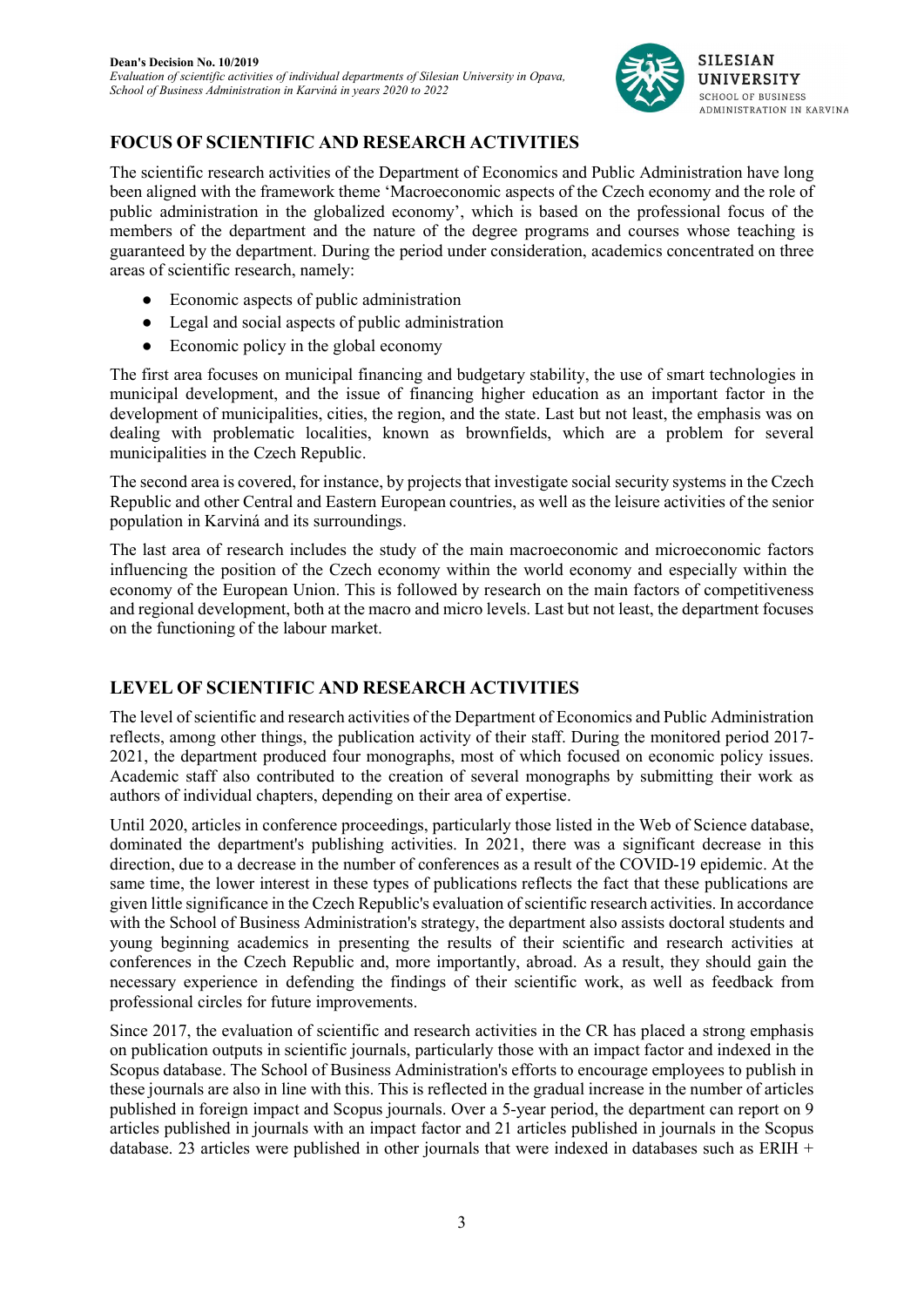## FOCUS OF SCIENTIFIC AND RESEARCH ACTIVITIES

The scientific research activities of the Department of Economics and Public Administration have long been aligned with the framework theme 'Macroeconomic aspects of the Czech economy and the role of public administration in the globalized economy', which is based on the professional focus of the members of the department and the nature of the degree programs and courses whose teaching is guaranteed by the department. During the period under consideration, academics concentrated on three areas of scientific research, namely:

- Economic aspects of public administration
- Legal and social aspects of public administration
- Economic policy in the global economy

The first area focuses on municipal financing and budgetary stability, the use of smart technologies in municipal development, and the issue of financing higher education as an important factor in the development of municipalities, cities, the region, and the state. Last but not least, the emphasis was on dealing with problematic localities, known as brownfields, which are a problem for several municipalities in the Czech Republic.

The second area is covered, for instance, by projects that investigate social security systems in the Czech Republic and other Central and Eastern European countries, as well as the leisure activities of the senior population in Karviná and its surroundings.

The last area of research includes the study of the main macroeconomic and microeconomic factors influencing the position of the Czech economy within the world economy and especially within the economy of the European Union. This is followed by research on the main factors of competitiveness and regional development, both at the macro and micro levels. Last but not least, the department focuses on the functioning of the labour market.

## LEVEL OF SCIENTIFIC AND RESEARCH ACTIVITIES

The level of scientific and research activities of the Department of Economics and Public Administration reflects, among other things, the publication activity of their staff. During the monitored period 2017-2021, the department produced four monographs, most of which focused on economic policy issues. Academic staff also contributed to the creation of several monographs by submitting their work as authors of individual chapters, depending on their area of expertise.

Until 2020, articles in conference proceedings, particularly those listed in the Web of Science database, dominated the department's publishing activities. In 2021, there was a significant decrease in this direction, due to a decrease in the number of conferences as a result of the COVID-19 epidemic. At the same time, the lower interest in these types of publications reflects the fact that these publications are given little significance in the Czech Republic's evaluation of scientific research activities. In accordance with the School of Business Administration's strategy, the department also assists doctoral students and young beginning academics in presenting the results of their scientific and research activities at conferences in the Czech Republic and, more importantly, abroad. As a result, they should gain the necessary experience in defending the findings of their scientific work, as well as feedback from professional circles for future improvements.

Since 2017, the evaluation of scientific and research activities in the CR has placed a strong emphasis on publication outputs in scientific journals, particularly those with an impact factor and indexed in the Scopus database. The School of Business Administration's efforts to encourage employees to publish in these journals are also in line with this. This is reflected in the gradual increase in the number of articles published in foreign impact and Scopus journals. Over a 5-year period, the department can report on 9 articles published in journals with an impact factor and 21 articles published in journals in the Scopus database. 23 articles were published in other journals that were indexed in databases such as ERIH +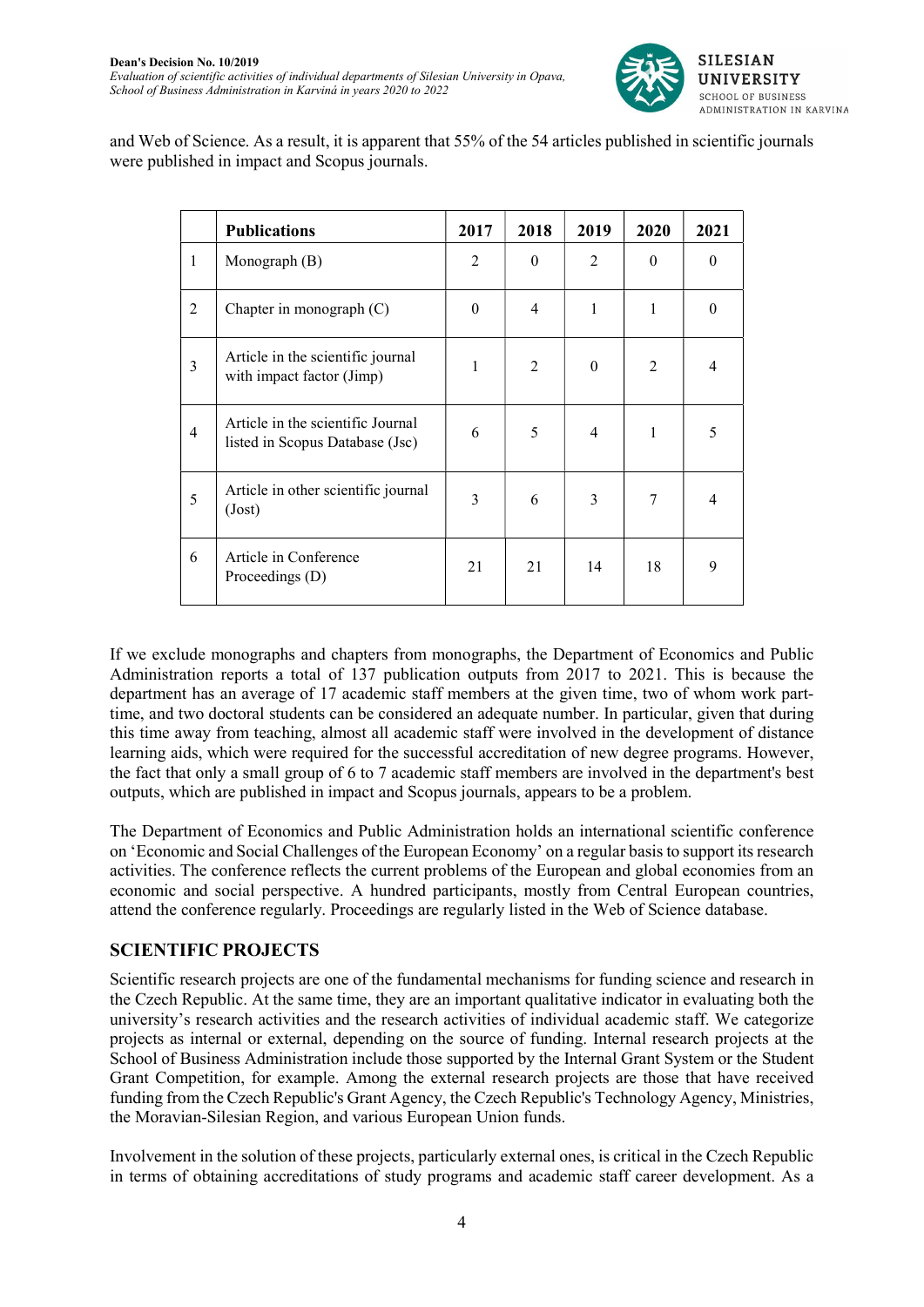and Web of Science. As a result, it is apparent that 55% of the 54 articles published in scientific journals were published in impact and Scopus journals.

| | Publications | 2017 | 2018 | 2019 | 2020 | 2021 |
|---|---|---|---|---|---|---|
| 1 | Monograph (B) | 2 | 0 | 2 | 0 | 0 |
| 2 | Chapter in monograph (C) | 0 | 4 | 1 | 1 | 0 |
| 3 | Article in the scientific journal with impact factor (Jimp) | 1 | 2 | 0 | 2 | 4 |
| 4 | Article in the scientific Journal listed in Scopus Database (Jsc) | 6 | 5 | 4 | 1 | 5 |
| 5 | Article in other scientific journal (Jost) | 3 | 6 | 3 | 7 | 4 |
| 6 | Article in Conference Proceedings (D) | 21 | 21 | 14 | 18 | 9 |

If we exclude monographs and chapters from monographs, the Department of Economics and Public Administration reports a total of 137 publication outputs from 2017 to 2021. This is because the department has an average of 17 academic staff members at the given time, two of whom work part-time, and two doctoral students can be considered an adequate number. In particular, given that during this time away from teaching, almost all academic staff were involved in the development of distance learning aids, which were required for the successful accreditation of new degree programs. However, the fact that only a small group of 6 to 7 academic staff members are involved in the department's best outputs, which are published in impact and Scopus journals, appears to be a problem.

The Department of Economics and Public Administration holds an international scientific conference on 'Economic and Social Challenges of the European Economy' on a regular basis to support its research activities. The conference reflects the current problems of the European and global economies from an economic and social perspective. A hundred participants, mostly from Central European countries, attend the conference regularly. Proceedings are regularly listed in the Web of Science database.

## SCIENTIFIC PROJECTS

Scientific research projects are one of the fundamental mechanisms for funding science and research in the Czech Republic. At the same time, they are an important qualitative indicator in evaluating both the university's research activities and the research activities of individual academic staff. We categorize projects as internal or external, depending on the source of funding. Internal research projects at the School of Business Administration include those supported by the Internal Grant System or the Student Grant Competition, for example. Among the external research projects are those that have received funding from the Czech Republic's Grant Agency, the Czech Republic's Technology Agency, Ministries, the Moravian-Silesian Region, and various European Union funds.

Involvement in the solution of these projects, particularly external ones, is critical in the Czech Republic in terms of obtaining accreditations of study programs and academic staff career development. As a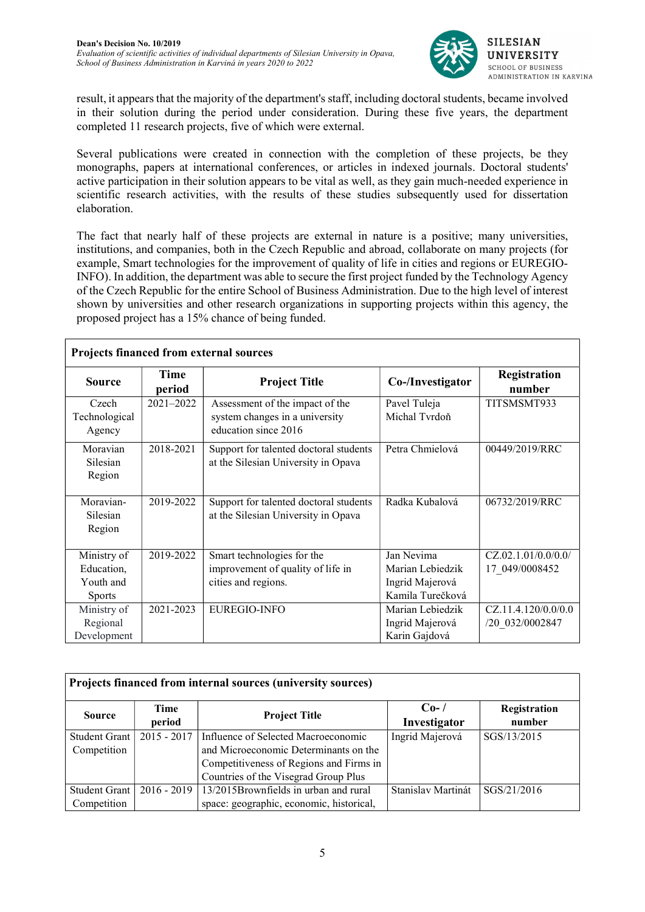result, it appears that the majority of the department's staff, including doctoral students, became involved in their solution during the period under consideration. During these five years, the department completed 11 research projects, five of which were external.

Several publications were created in connection with the completion of these projects, be they monographs, papers at international conferences, or articles in indexed journals. Doctoral students' active participation in their solution appears to be vital as well, as they gain much-needed experience in scientific research activities, with the results of these studies subsequently used for dissertation elaboration.

The fact that nearly half of these projects are external in nature is a positive; many universities, institutions, and companies, both in the Czech Republic and abroad, collaborate on many projects (for example, Smart technologies for the improvement of quality of life in cities and regions or EUREGIO-INFO). In addition, the department was able to secure the first project funded by the Technology Agency of the Czech Republic for the entire School of Business Administration. Due to the high level of interest shown by universities and other research organizations in supporting projects within this agency, the proposed project has a 15% chance of being funded.

**Projects financed from external sources**

| Source | Time period | Project Title | Co-/Investigator | Registration number |
|---|---|---|---|---|
| Czech Technological Agency | 2021–2022 | Assessment of the impact of the system changes in a university education since 2016 | Pavel Tuleja<br>Michal Tvrdoň | TITSMSMT933 |
| Moravian Silesian Region | 2018-2021 | Support for talented doctoral students at the Silesian University in Opava | Petra Chmielová | 00449/2019/RRC |
| Moravian-Silesian Region | 2019-2022 | Support for talented doctoral students at the Silesian University in Opava | Radka Kubalová | 06732/2019/RRC |
| Ministry of Education, Youth and Sports | 2019-2022 | Smart technologies for the improvement of quality of life in cities and regions. | Jan Nevima<br>Marian Lebiedzik<br>Ingrid Majerová<br>Kamila Turečková | CZ.02.1.01/0.0/0.0/17_049/0008452 |
| Ministry of Regional Development | 2021-2023 | EUREGIO-INFO | Marian Lebiedzik<br>Ingrid Majerová<br>Karin Gajdová | CZ.11.4.120/0.0/0.0/20_032/0002847 |

**Projects financed from internal sources (university sources)**

| Source | Time period | Project Title | Co- / Investigator | Registration number |
|---|---|---|---|---|
| Student Grant Competition | 2015 - 2017 | Influence of Selected Macroeconomic and Microeconomic Determinants on the Competitiveness of Regions and Firms in Countries of the Visegrad Group Plus | Ingrid Majerová | SGS/13/2015 |
| Student Grant Competition | 2016 - 2019 | 13/2015Brownfields in urban and rural space: geographic, economic, historical, | Stanislav Martinát | SGS/21/2016 |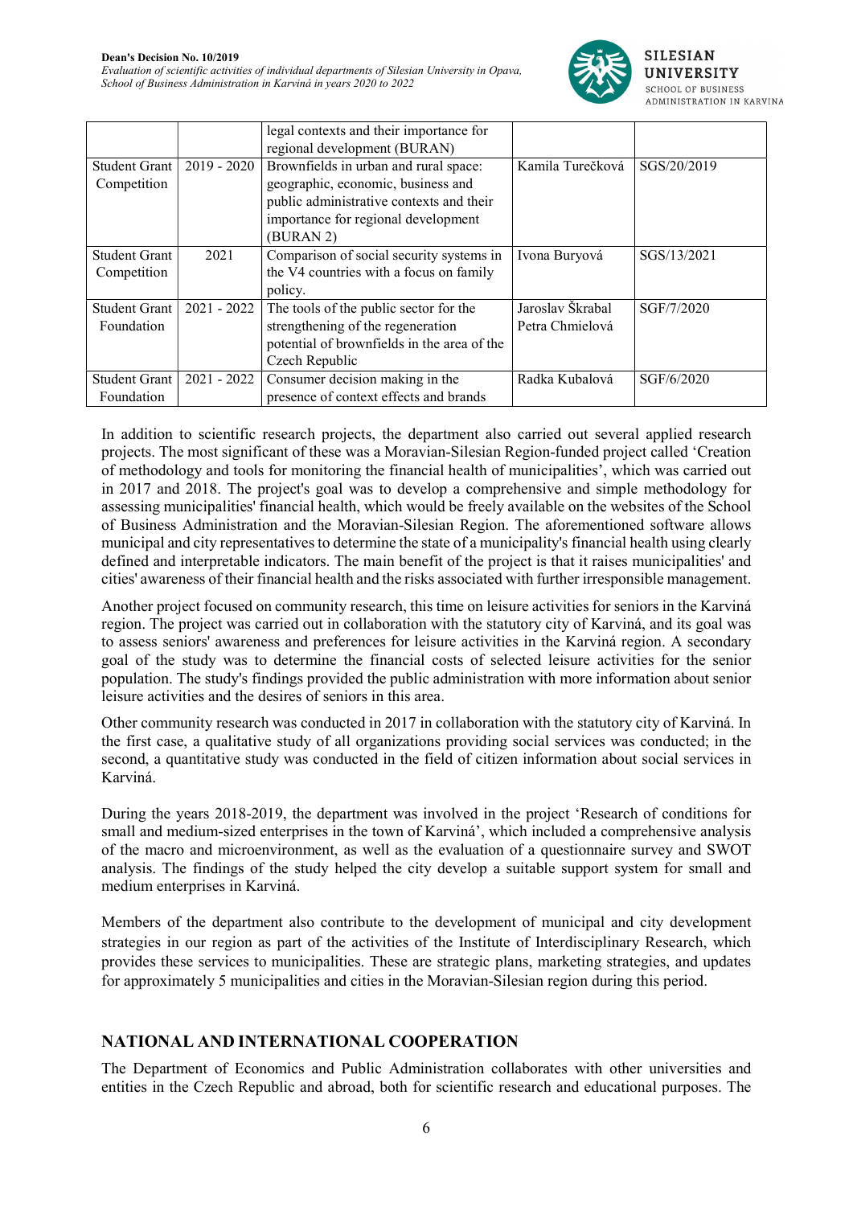|  |  | legal contexts and their importance for regional development (BURAN) |  |  |
|---|---|---|---|---|
| Student Grant Competition | 2019 - 2020 | Brownfields in urban and rural space: geographic, economic, business and public administrative contexts and their importance for regional development (BURAN 2) | Kamila Turečková | SGS/20/2019 |
| Student Grant Competition | 2021 | Comparison of social security systems in the V4 countries with a focus on family policy. | Ivona Buryová | SGS/13/2021 |
| Student Grant Foundation | 2021 - 2022 | The tools of the public sector for the strengthening of the regeneration potential of brownfields in the area of the Czech Republic | Jaroslav Škrabal Petra Chmielová | SGF/7/2020 |
| Student Grant Foundation | 2021 - 2022 | Consumer decision making in the presence of context effects and brands | Radka Kubalová | SGF/6/2020 |

In addition to scientific research projects, the department also carried out several applied research projects. The most significant of these was a Moravian-Silesian Region-funded project called 'Creation of methodology and tools for monitoring the financial health of municipalities', which was carried out in 2017 and 2018. The project's goal was to develop a comprehensive and simple methodology for assessing municipalities' financial health, which would be freely available on the websites of the School of Business Administration and the Moravian-Silesian Region. The aforementioned software allows municipal and city representatives to determine the state of a municipality's financial health using clearly defined and interpretable indicators. The main benefit of the project is that it raises municipalities' and cities' awareness of their financial health and the risks associated with further irresponsible management.

Another project focused on community research, this time on leisure activities for seniors in the Karviná region. The project was carried out in collaboration with the statutory city of Karviná, and its goal was to assess seniors' awareness and preferences for leisure activities in the Karviná region. A secondary goal of the study was to determine the financial costs of selected leisure activities for the senior population. The study's findings provided the public administration with more information about senior leisure activities and the desires of seniors in this area.

Other community research was conducted in 2017 in collaboration with the statutory city of Karviná. In the first case, a qualitative study of all organizations providing social services was conducted; in the second, a quantitative study was conducted in the field of citizen information about social services in Karviná.

During the years 2018-2019, the department was involved in the project 'Research of conditions for small and medium-sized enterprises in the town of Karviná', which included a comprehensive analysis of the macro and microenvironment, as well as the evaluation of a questionnaire survey and SWOT analysis. The findings of the study helped the city develop a suitable support system for small and medium enterprises in Karviná.

Members of the department also contribute to the development of municipal and city development strategies in our region as part of the activities of the Institute of Interdisciplinary Research, which provides these services to municipalities. These are strategic plans, marketing strategies, and updates for approximately 5 municipalities and cities in the Moravian-Silesian region during this period.

## NATIONAL AND INTERNATIONAL COOPERATION

The Department of Economics and Public Administration collaborates with other universities and entities in the Czech Republic and abroad, both for scientific research and educational purposes. The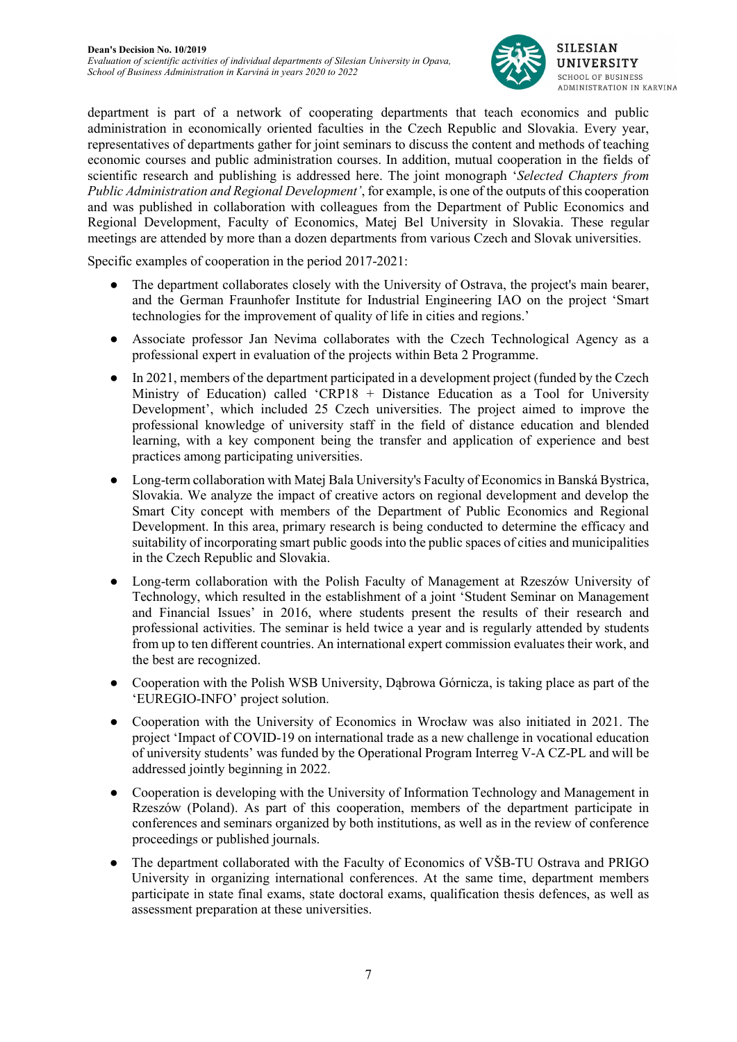department is part of a network of cooperating departments that teach economics and public administration in economically oriented faculties in the Czech Republic and Slovakia. Every year, representatives of departments gather for joint seminars to discuss the content and methods of teaching economic courses and public administration courses. In addition, mutual cooperation in the fields of scientific research and publishing is addressed here. The joint monograph '*Selected Chapters from Public Administration and Regional Development'*, for example, is one of the outputs of this cooperation and was published in collaboration with colleagues from the Department of Public Economics and Regional Development, Faculty of Economics, Matej Bel University in Slovakia. These regular meetings are attended by more than a dozen departments from various Czech and Slovak universities.

Specific examples of cooperation in the period 2017-2021:

- The department collaborates closely with the University of Ostrava, the project's main bearer, and the German Fraunhofer Institute for Industrial Engineering IAO on the project 'Smart technologies for the improvement of quality of life in cities and regions.'
- Associate professor Jan Nevima collaborates with the Czech Technological Agency as a professional expert in evaluation of the projects within Beta 2 Programme.
- In 2021, members of the department participated in a development project (funded by the Czech Ministry of Education) called 'CRP18 + Distance Education as a Tool for University Development', which included 25 Czech universities. The project aimed to improve the professional knowledge of university staff in the field of distance education and blended learning, with a key component being the transfer and application of experience and best practices among participating universities.
- Long-term collaboration with Matej Bala University's Faculty of Economics in Banská Bystrica, Slovakia. We analyze the impact of creative actors on regional development and develop the Smart City concept with members of the Department of Public Economics and Regional Development. In this area, primary research is being conducted to determine the efficacy and suitability of incorporating smart public goods into the public spaces of cities and municipalities in the Czech Republic and Slovakia.
- Long-term collaboration with the Polish Faculty of Management at Rzeszów University of Technology, which resulted in the establishment of a joint 'Student Seminar on Management and Financial Issues' in 2016, where students present the results of their research and professional activities. The seminar is held twice a year and is regularly attended by students from up to ten different countries. An international expert commission evaluates their work, and the best are recognized.
- Cooperation with the Polish WSB University, Dąbrowa Górnicza, is taking place as part of the 'EUREGIO-INFO' project solution.
- Cooperation with the University of Economics in Wrocław was also initiated in 2021. The project 'Impact of COVID-19 on international trade as a new challenge in vocational education of university students' was funded by the Operational Program Interreg V-A CZ-PL and will be addressed jointly beginning in 2022.
- Cooperation is developing with the University of Information Technology and Management in Rzeszów (Poland). As part of this cooperation, members of the department participate in conferences and seminars organized by both institutions, as well as in the review of conference proceedings or published journals.
- The department collaborated with the Faculty of Economics of VŠB-TU Ostrava and PRIGO University in organizing international conferences. At the same time, department members participate in state final exams, state doctoral exams, qualification thesis defences, as well as assessment preparation at these universities.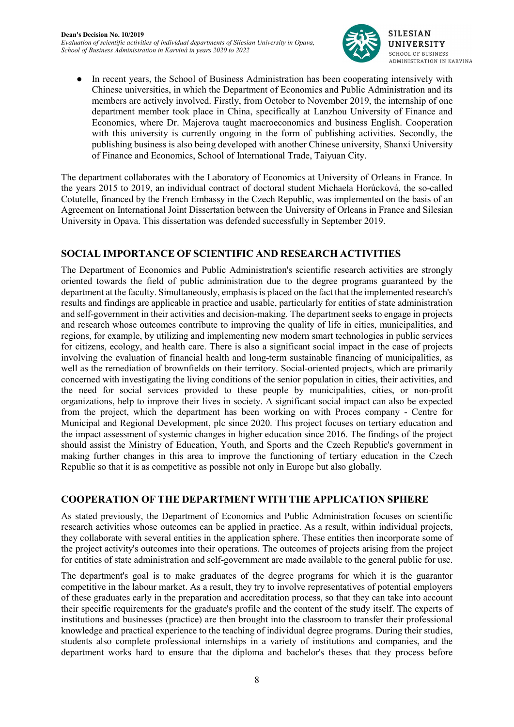- In recent years, the School of Business Administration has been cooperating intensively with Chinese universities, in which the Department of Economics and Public Administration and its members are actively involved. Firstly, from October to November 2019, the internship of one department member took place in China, specifically at Lanzhou University of Finance and Economics, where Dr. Majerova taught macroeconomics and business English. Cooperation with this university is currently ongoing in the form of publishing activities. Secondly, the publishing business is also being developed with another Chinese university, Shanxi University of Finance and Economics, School of International Trade, Taiyuan City.

The department collaborates with the Laboratory of Economics at University of Orleans in France. In the years 2015 to 2019, an individual contract of doctoral student Michaela Horúcková, the so-called Cotutelle, financed by the French Embassy in the Czech Republic, was implemented on the basis of an Agreement on International Joint Dissertation between the University of Orleans in France and Silesian University in Opava. This dissertation was defended successfully in September 2019.

## SOCIAL IMPORTANCE OF SCIENTIFIC AND RESEARCH ACTIVITIES

The Department of Economics and Public Administration's scientific research activities are strongly oriented towards the field of public administration due to the degree programs guaranteed by the department at the faculty. Simultaneously, emphasis is placed on the fact that the implemented research's results and findings are applicable in practice and usable, particularly for entities of state administration and self-government in their activities and decision-making. The department seeks to engage in projects and research whose outcomes contribute to improving the quality of life in cities, municipalities, and regions, for example, by utilizing and implementing new modern smart technologies in public services for citizens, ecology, and health care. There is also a significant social impact in the case of projects involving the evaluation of financial health and long-term sustainable financing of municipalities, as well as the remediation of brownfields on their territory. Social-oriented projects, which are primarily concerned with investigating the living conditions of the senior population in cities, their activities, and the need for social services provided to these people by municipalities, cities, or non-profit organizations, help to improve their lives in society. A significant social impact can also be expected from the project, which the department has been working on with Proces company - Centre for Municipal and Regional Development, plc since 2020. This project focuses on tertiary education and the impact assessment of systemic changes in higher education since 2016. The findings of the project should assist the Ministry of Education, Youth, and Sports and the Czech Republic's government in making further changes in this area to improve the functioning of tertiary education in the Czech Republic so that it is as competitive as possible not only in Europe but also globally.

## COOPERATION OF THE DEPARTMENT WITH THE APPLICATION SPHERE

As stated previously, the Department of Economics and Public Administration focuses on scientific research activities whose outcomes can be applied in practice. As a result, within individual projects, they collaborate with several entities in the application sphere. These entities then incorporate some of the project activity's outcomes into their operations. The outcomes of projects arising from the project for entities of state administration and self-government are made available to the general public for use.

The department's goal is to make graduates of the degree programs for which it is the guarantor competitive in the labour market. As a result, they try to involve representatives of potential employers of these graduates early in the preparation and accreditation process, so that they can take into account their specific requirements for the graduate's profile and the content of the study itself. The experts of institutions and businesses (practice) are then brought into the classroom to transfer their professional knowledge and practical experience to the teaching of individual degree programs. During their studies, students also complete professional internships in a variety of institutions and companies, and the department works hard to ensure that the diploma and bachelor's theses that they process before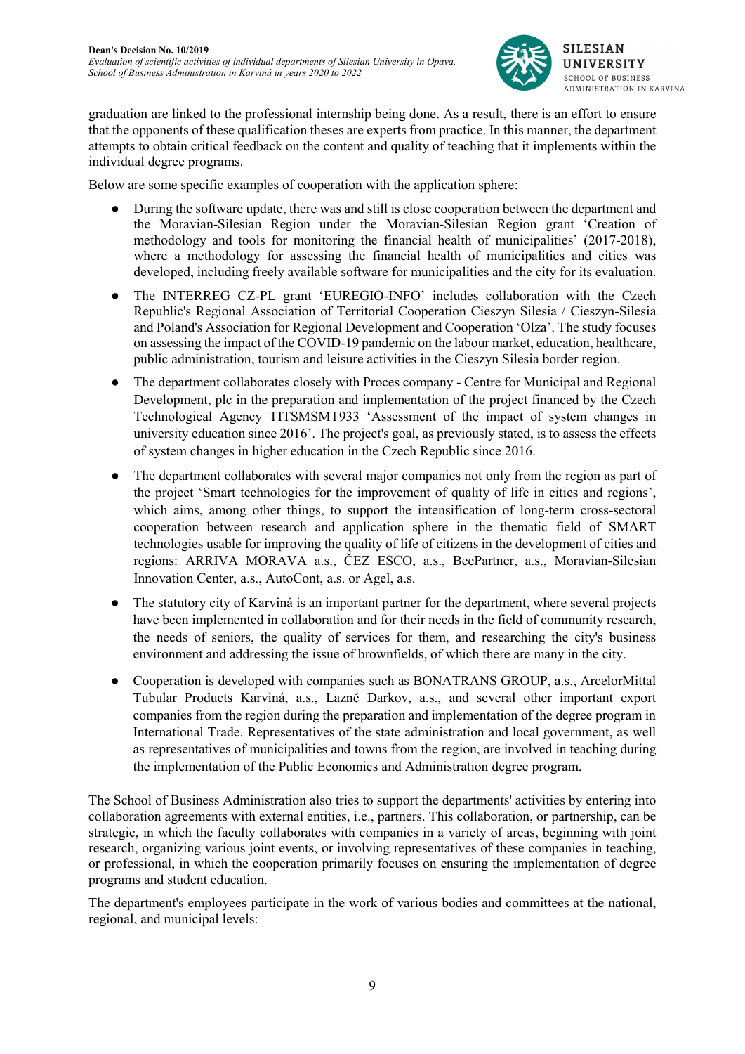graduation are linked to the professional internship being done. As a result, there is an effort to ensure that the opponents of these qualification theses are experts from practice. In this manner, the department attempts to obtain critical feedback on the content and quality of teaching that it implements within the individual degree programs.

Below are some specific examples of cooperation with the application sphere:

- During the software update, there was and still is close cooperation between the department and the Moravian-Silesian Region under the Moravian-Silesian Region grant 'Creation of methodology and tools for monitoring the financial health of municipalities' (2017-2018), where a methodology for assessing the financial health of municipalities and cities was developed, including freely available software for municipalities and the city for its evaluation.
- The INTERREG CZ-PL grant 'EUREGIO-INFO' includes collaboration with the Czech Republic's Regional Association of Territorial Cooperation Cieszyn Silesia / Cieszyn-Silesia and Poland's Association for Regional Development and Cooperation 'Olza'. The study focuses on assessing the impact of the COVID-19 pandemic on the labour market, education, healthcare, public administration, tourism and leisure activities in the Cieszyn Silesia border region.
- The department collaborates closely with Proces company - Centre for Municipal and Regional Development, plc in the preparation and implementation of the project financed by the Czech Technological Agency TITSMSMT933 'Assessment of the impact of system changes in university education since 2016'. The project's goal, as previously stated, is to assess the effects of system changes in higher education in the Czech Republic since 2016.
- The department collaborates with several major companies not only from the region as part of the project 'Smart technologies for the improvement of quality of life in cities and regions', which aims, among other things, to support the intensification of long-term cross-sectoral cooperation between research and application sphere in the thematic field of SMART technologies usable for improving the quality of life of citizens in the development of cities and regions: ARRIVA MORAVA a.s., ČEZ ESCO, a.s., BeePartner, a.s., Moravian-Silesian Innovation Center, a.s., AutoCont, a.s. or Agel, a.s.
- The statutory city of Karviná is an important partner for the department, where several projects have been implemented in collaboration and for their needs in the field of community research, the needs of seniors, the quality of services for them, and researching the city's business environment and addressing the issue of brownfields, of which there are many in the city.
- Cooperation is developed with companies such as BONATRANS GROUP, a.s., ArcelorMittal Tubular Products Karviná, a.s., Lazně Darkov, a.s., and several other important export companies from the region during the preparation and implementation of the degree program in International Trade. Representatives of the state administration and local government, as well as representatives of municipalities and towns from the region, are involved in teaching during the implementation of the Public Economics and Administration degree program.

The School of Business Administration also tries to support the departments' activities by entering into collaboration agreements with external entities, i.e., partners. This collaboration, or partnership, can be strategic, in which the faculty collaborates with companies in a variety of areas, beginning with joint research, organizing various joint events, or involving representatives of these companies in teaching, or professional, in which the cooperation primarily focuses on ensuring the implementation of degree programs and student education.

The department's employees participate in the work of various bodies and committees at the national, regional, and municipal levels: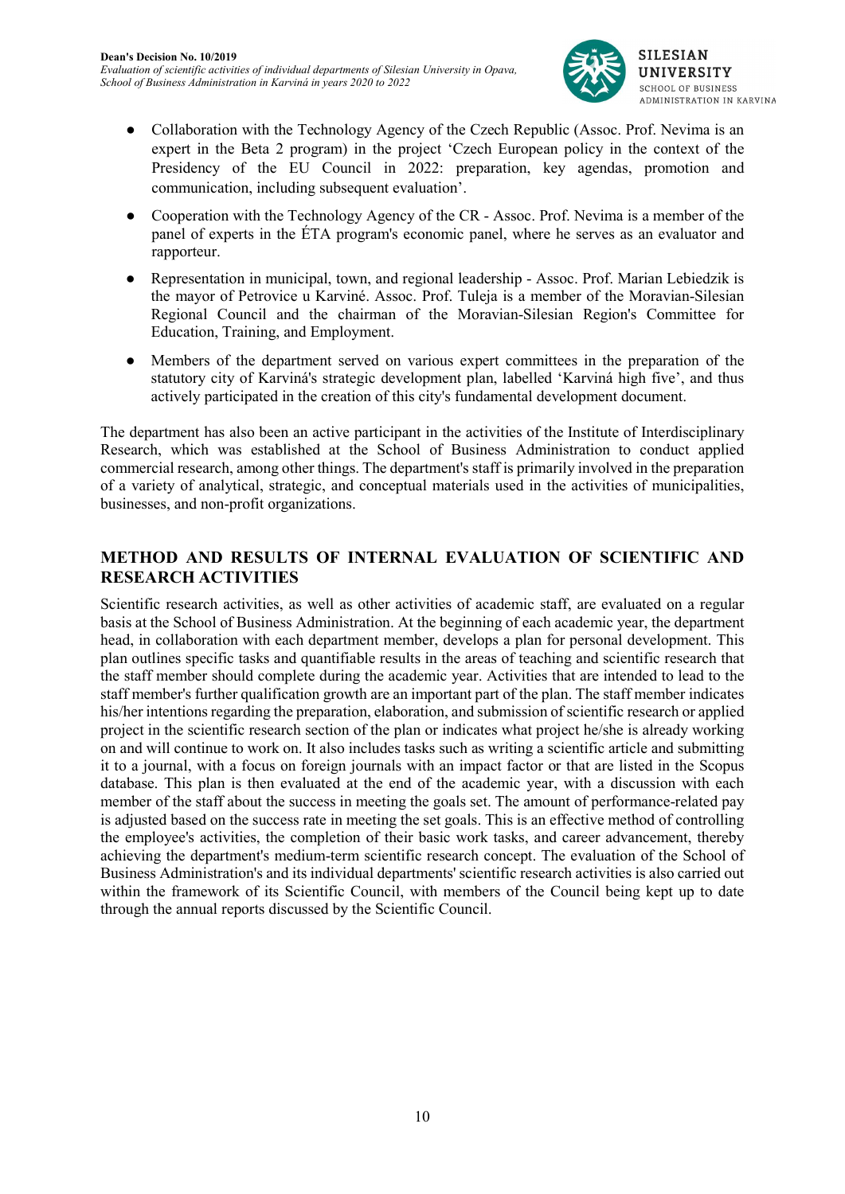- Collaboration with the Technology Agency of the Czech Republic (Assoc. Prof. Nevima is an expert in the Beta 2 program) in the project 'Czech European policy in the context of the Presidency of the EU Council in 2022: preparation, key agendas, promotion and communication, including subsequent evaluation'.
- Cooperation with the Technology Agency of the CR - Assoc. Prof. Nevima is a member of the panel of experts in the ÉTA program's economic panel, where he serves as an evaluator and rapporteur.
- Representation in municipal, town, and regional leadership - Assoc. Prof. Marian Lebiedzik is the mayor of Petrovice u Karviné. Assoc. Prof. Tuleja is a member of the Moravian-Silesian Regional Council and the chairman of the Moravian-Silesian Region's Committee for Education, Training, and Employment.
- Members of the department served on various expert committees in the preparation of the statutory city of Karviná's strategic development plan, labelled 'Karviná high five', and thus actively participated in the creation of this city's fundamental development document.

The department has also been an active participant in the activities of the Institute of Interdisciplinary Research, which was established at the School of Business Administration to conduct applied commercial research, among other things. The department's staff is primarily involved in the preparation of a variety of analytical, strategic, and conceptual materials used in the activities of municipalities, businesses, and non-profit organizations.

## METHOD AND RESULTS OF INTERNAL EVALUATION OF SCIENTIFIC AND RESEARCH ACTIVITIES

Scientific research activities, as well as other activities of academic staff, are evaluated on a regular basis at the School of Business Administration. At the beginning of each academic year, the department head, in collaboration with each department member, develops a plan for personal development. This plan outlines specific tasks and quantifiable results in the areas of teaching and scientific research that the staff member should complete during the academic year. Activities that are intended to lead to the staff member's further qualification growth are an important part of the plan. The staff member indicates his/her intentions regarding the preparation, elaboration, and submission of scientific research or applied project in the scientific research section of the plan or indicates what project he/she is already working on and will continue to work on. It also includes tasks such as writing a scientific article and submitting it to a journal, with a focus on foreign journals with an impact factor or that are listed in the Scopus database. This plan is then evaluated at the end of the academic year, with a discussion with each member of the staff about the success in meeting the goals set. The amount of performance-related pay is adjusted based on the success rate in meeting the set goals. This is an effective method of controlling the employee's activities, the completion of their basic work tasks, and career advancement, thereby achieving the department's medium-term scientific research concept. The evaluation of the School of Business Administration's and its individual departments' scientific research activities is also carried out within the framework of its Scientific Council, with members of the Council being kept up to date through the annual reports discussed by the Scientific Council.